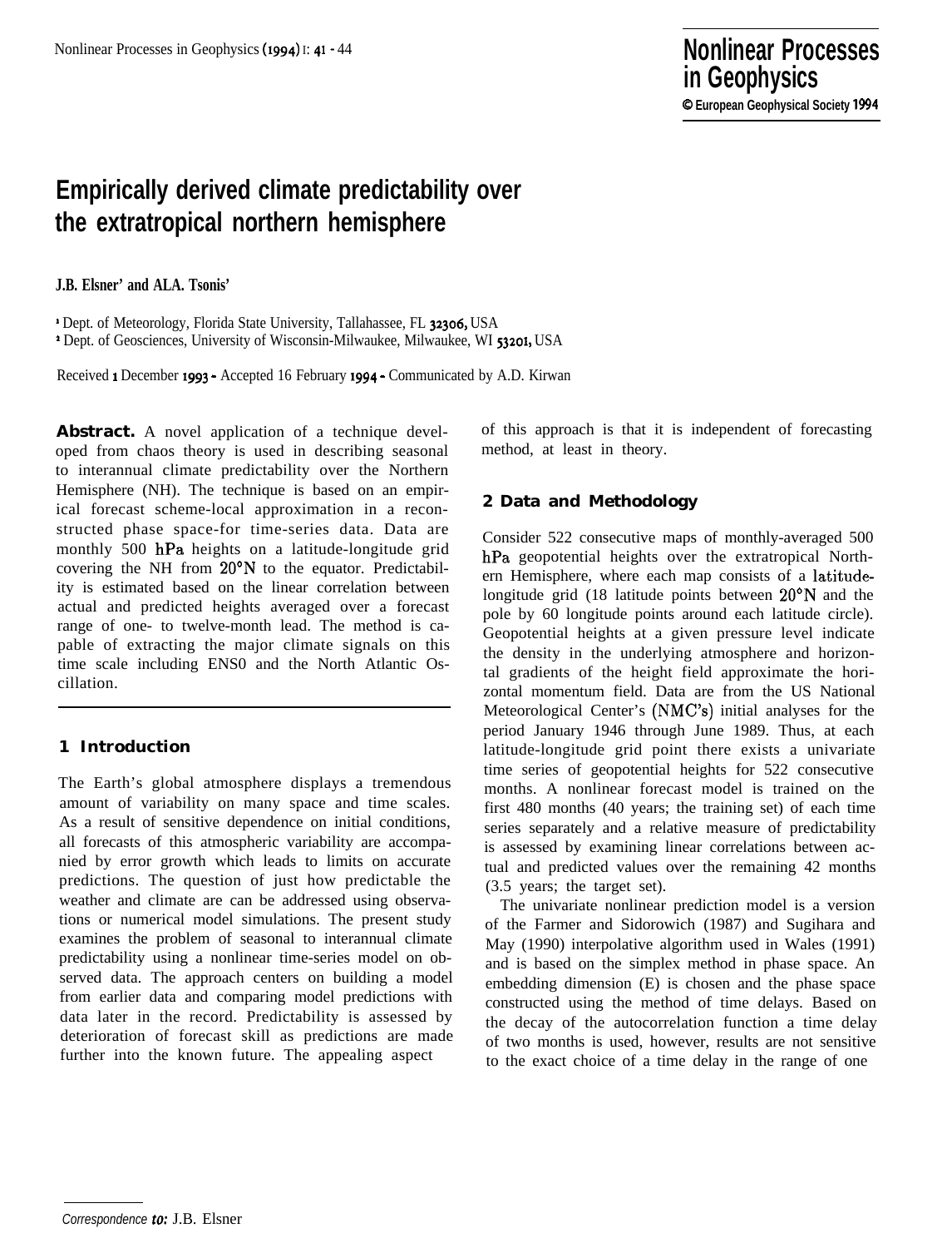# Empirically derived climate predictability over the extratropical northern hemisphere

**J.B. Elsner[1] and A.A. Tsonis[2]**

[1] Dept. of Meteorology, Florida State University, Tallahassee, FL 32306, USA
[2] Dept. of Geosciences, University of Wisconsin-Milwaukee, Milwaukee, WI 53201, USA

Received 1 December 1993 - Accepted 16 February 1994 - Communicated by A.D. Kirwan

**Abstract.** A novel application of a technique developed from chaos theory is used in describing seasonal to interannual climate predictability over the Northern Hemisphere (NH). The technique is based on an empirical forecast scheme-local approximation in a reconstructed phase space-for time-series data. Data are monthly 500 hPa heights on a latitude-longitude grid covering the NH from 20°N to the equator. Predictability is estimated based on the linear correlation between actual and predicted heights averaged over a forecast range of one- to twelve-month lead. The method is capable of extracting the major climate signals on this time scale including ENSO and the North Atlantic Oscillation.

## 1 Introduction

The Earth's global atmosphere displays a tremendous amount of variability on many space and time scales. As a result of sensitive dependence on initial conditions, all forecasts of this atmospheric variability are accompanied by error growth which leads to limits on accurate predictions. The question of just how predictable the weather and climate are can be addressed using observations or numerical model simulations. The present study examines the problem of seasonal to interannual climate predictability using a nonlinear time-series model on observed data. The approach centers on building a model from earlier data and comparing model predictions with data later in the record. Predictability is assessed by deterioration of forecast skill as predictions are made further into the known future. The appealing aspect of this approach is that it is independent of forecasting method, at least in theory.

## 2 Data and Methodology

Consider 522 consecutive maps of monthly-averaged 500 hPa geopotential heights over the extratropical Northern Hemisphere, where each map consists of a latitude-longitude grid (18 latitude points between 20°N and the pole by 60 longitude points around each latitude circle). Geopotential heights at a given pressure level indicate the density in the underlying atmosphere and horizontal gradients of the height field approximate the horizontal momentum field. Data are from the US National Meteorological Center's (NMC's) initial analyses for the period January 1946 through June 1989. Thus, at each latitude-longitude grid point there exists a univariate time series of geopotential heights for 522 consecutive months. A nonlinear forecast model is trained on the first 480 months (40 years; the training set) of each time series separately and a relative measure of predictability is assessed by examining linear correlations between actual and predicted values over the remaining 42 months (3.5 years; the target set).

The univariate nonlinear prediction model is a version of the Farmer and Sidorowich (1987) and Sugihara and May (1990) interpolative algorithm used in Wales (1991) and is based on the simplex method in phase space. An embedding dimension (E) is chosen and the phase space constructed using the method of time delays. Based on the decay of the autocorrelation function a time delay of two months is used, however, results are not sensitive to the exact choice of a time delay in the range of one

*Correspondence to:* J.B. Elsner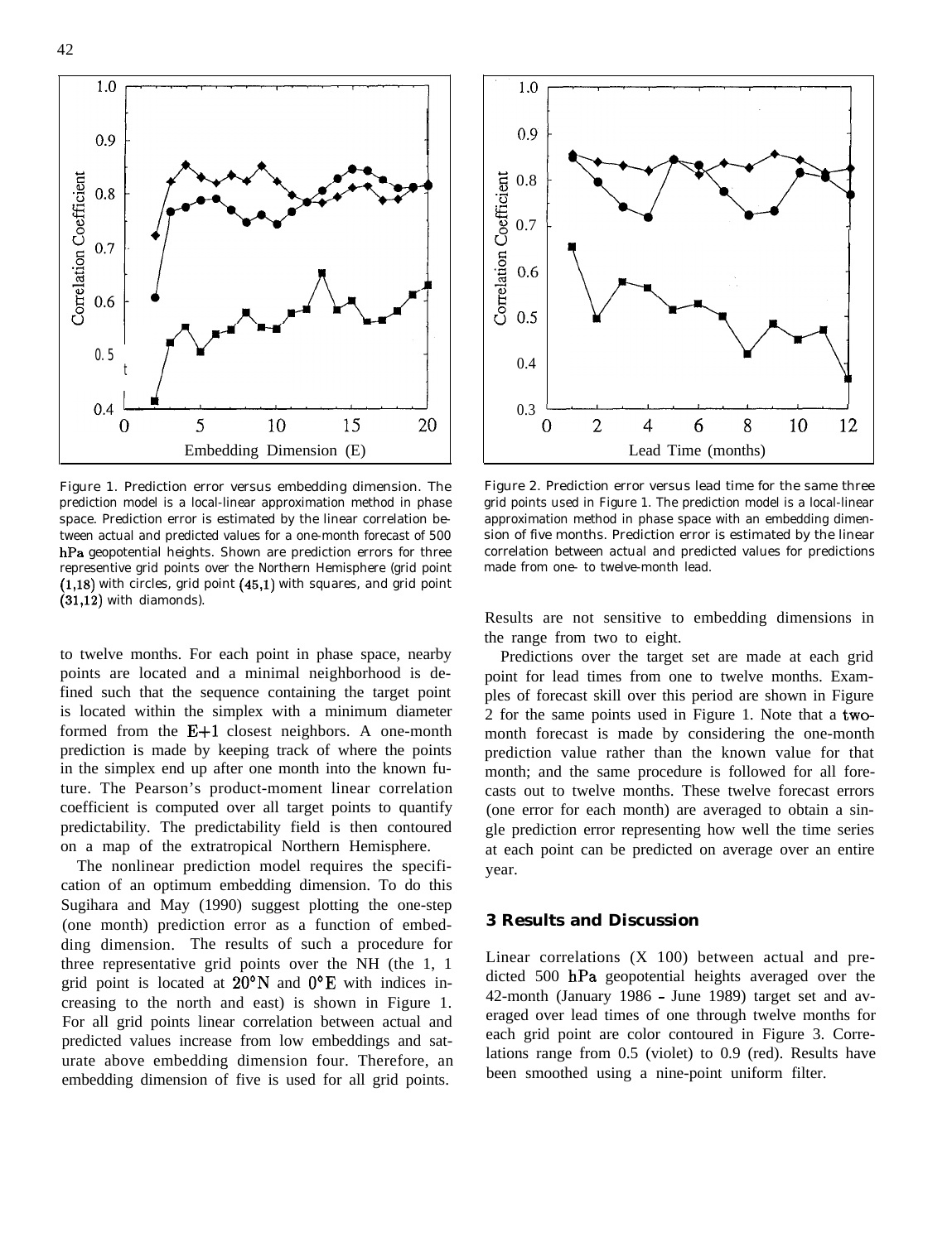Figure 1. Prediction error versus embedding dimension. The prediction model is a local-linear approximation method in phase space. Prediction error is estimated by the linear correlation between actual and predicted values for a one-month forecast of 500 hPa geopotential heights. Shown are prediction errors for three representive grid points over the Northern Hemisphere (grid point (1,18) with circles, grid point (45,1) with squares, and grid point (31,12) with diamonds).

Figure 2. Prediction error versus lead time for the same three grid points used in Figure 1. The prediction model is a local-linear approximation method in phase space with an embedding dimension of five months. Prediction error is estimated by the linear correlation between actual and predicted values for predictions made from one- to twelve-month lead.

to twelve months. For each point in phase space, nearby points are located and a minimal neighborhood is defined such that the sequence containing the target point is located within the simplex with a minimum diameter formed from the $E+1$ closest neighbors. A one-month prediction is made by keeping track of where the points in the simplex end up after one month into the known future. The Pearson's product-moment linear correlation coefficient is computed over all target points to quantify predictability. The predictability field is then contoured on a map of the extratropical Northern Hemisphere.

The nonlinear prediction model requires the specification of an optimum embedding dimension. To do this Sugihara and May (1990) suggest plotting the one-step (one month) prediction error as a function of embedding dimension. The results of such a procedure for three representative grid points over the NH (the 1, 1 grid point is located at 20°N and 0°E with indices increasing to the north and east) is shown in Figure 1. For all grid points linear correlation between actual and predicted values increase from low embeddings and saturate above embedding dimension four. Therefore, an embedding dimension of five is used for all grid points. Results are not sensitive to embedding dimensions in the range from two to eight.

Predictions over the target set are made at each grid point for lead times from one to twelve months. Examples of forecast skill over this period are shown in Figure 2 for the same points used in Figure 1. Note that a two-month forecast is made by considering the one-month prediction value rather than the known value for that month; and the same procedure is followed for all forecasts out to twelve months. These twelve forecast errors (one error for each month) are averaged to obtain a single prediction error representing how well the time series at each point can be predicted on average over an entire year.

## 3 Results and Discussion

Linear correlations (X 100) between actual and predicted 500 hPa geopotential heights averaged over the 42-month (January 1986 - June 1989) target set and averaged over lead times of one through twelve months for each grid point are color contoured in Figure 3. Correlations range from 0.5 (violet) to 0.9 (red). Results have been smoothed using a nine-point uniform filter.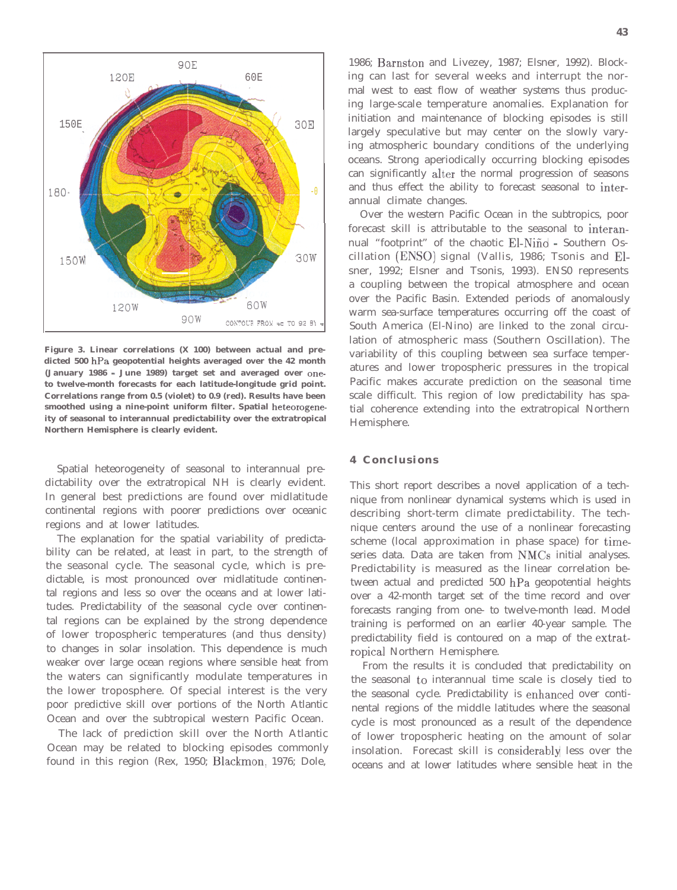Figure 3. Linear correlations (X 100) between actual and predicted 500 hPa geopotential heights averaged over the 42 month (January 1986 – June 1989) target set and averaged over one- to twelve-month forecasts for each latitude-longitude grid point. Correlations range from 0.5 (violet) to 0.9 (red). Results have been smoothed using a nine-point uniform filter. Spatial heteorogeneity of seasonal to interannual predictability over the extratropical Northern Hemisphere is clearly evident.

Spatial heteorogeneity of seasonal to interannual predictability over the extratropical NH is clearly evident. In general best predictions are found over midlatitude continental regions with poorer predictions over oceanic regions and at lower latitudes.

The explanation for the spatial variability of predictability can be related, at least in part, to the strength of the seasonal cycle. The seasonal cycle, which is predictable, is most pronounced over midlatitude continental regions and less so over the oceans and at lower latitudes. Predictability of the seasonal cycle over continental regions can be explained by the strong dependence of lower tropospheric temperatures (and thus density) to changes in solar insolation. This dependence is much weaker over large ocean regions where sensible heat from the waters can significantly modulate temperatures in the lower troposphere. Of special interest is the very poor predictive skill over portions of the North Atlantic Ocean and over the subtropical western Pacific Ocean.

The lack of prediction skill over the North Atlantic Ocean may be related to blocking episodes commonly found in this region (Rex, 1950; Blackmon, 1976; Dole, 1986; Barnston and Livezey, 1987; Elsner, 1992). Blocking can last for several weeks and interrupt the normal west to east flow of weather systems thus producing large-scale temperature anomalies. Explanation for initiation and maintenance of blocking episodes is still largely speculative but may center on the slowly varying atmospheric boundary conditions of the underlying oceans. Strong aperiodically occurring blocking episodes can significantly alter the normal progression of seasons and thus effect the ability to forecast seasonal to interannual climate changes.

Over the western Pacific Ocean in the subtropics, poor forecast skill is attributable to the seasonal to interannual "footprint" of the chaotic El-Niño - Southern Oscillation (ENSO) signal (Vallis, 1986; Tsonis and Elsner, 1992; Elsner and Tsonis, 1993). ENS0 represents a coupling between the tropical atmosphere and ocean over the Pacific Basin. Extended periods of anomalously warm sea-surface temperatures occurring off the coast of South America (El-Nino) are linked to the zonal circulation of atmospheric mass (Southern Oscillation). The variability of this coupling between sea surface temperatures and lower tropospheric pressures in the tropical Pacific makes accurate prediction on the seasonal time scale difficult. This region of low predictability has spatial coherence extending into the extratropical Northern Hemisphere.

## 4 Conclusions

This short report describes a novel application of a technique from nonlinear dynamical systems which is used in describing short-term climate predictability. The technique centers around the use of a nonlinear forecasting scheme (local approximation in phase space) for time-series data. Data are taken from NMCs initial analyses. Predictability is measured as the linear correlation between actual and predicted 500 hPa geopotential heights over a 42-month target set of the time record and over forecasts ranging from one- to twelve-month lead. Model training is performed on an earlier 40-year sample. The predictability field is contoured on a map of the extratropical Northern Hemisphere.

From the results it is concluded that predictability on the seasonal to interannual time scale is closely tied to the seasonal cycle. Predictability is enhanced over continental regions of the middle latitudes where the seasonal cycle is most pronounced as a result of the dependence of lower tropospheric heating on the amount of solar insolation. Forecast skill is considerably less over the oceans and at lower latitudes where sensible heat in the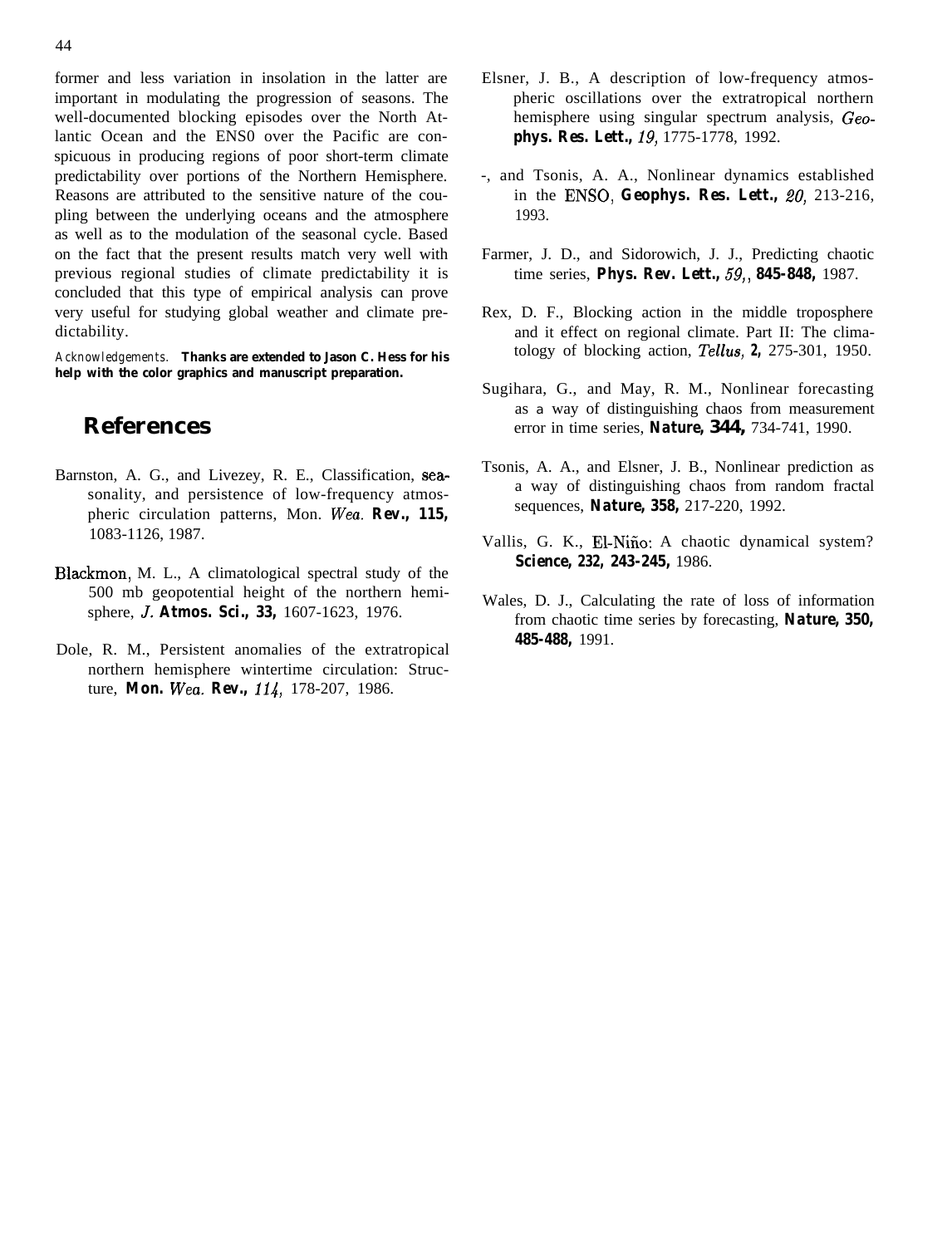former and less variation in insolation in the latter are important in modulating the progression of seasons. The well-documented blocking episodes over the North Atlantic Ocean and the ENS0 over the Pacific are conspicuous in producing regions of poor short-term climate predictability over portions of the Northern Hemisphere. Reasons are attributed to the sensitive nature of the coupling between the underlying oceans and the atmosphere as well as to the modulation of the seasonal cycle. Based on the fact that the present results match very well with previous regional studies of climate predictability it is concluded that this type of empirical analysis can prove very useful for studying global weather and climate predictability.

*Acknowledgements.* **Thanks are extended to Jason C. Hess for his help with the color graphics and manuscript preparation.**

## References

Barnston, A. G., and Livezey, R. E., Classification, seasonality, and persistence of low-frequency atmospheric circulation patterns, Mon. *Wea.* **Rev., 115,** 1083-1126, 1987.

Blackmon, M. L., A climatological spectral study of the 500 mb geopotential height of the northern hemisphere, *J.* **Atmos. Sci., 33,** 1607-1623, 1976.

Dole, R. M., Persistent anomalies of the extratropical northern hemisphere wintertime circulation: Structure, **Mon.** *Wea.* **Rev.,** *114,* 178-207, 1986.

Elsner, J. B., A description of low-frequency atmospheric oscillations over the extratropical northern hemisphere using singular spectrum analysis, *Geo*-**phys. Res. Lett.,** *19,* 1775-1778, 1992.

-, and Tsonis, A. A., Nonlinear dynamics established in the ENSO, **Geophys. Res. Lett.,** *20,* 213-216, 1993.

Farmer, J. D., and Sidorowich, J. J., Predicting chaotic time series, **Phys. Rev. Lett.,** *59,*, **845-848,** 1987.

Rex, D. F., Blocking action in the middle troposphere and it effect on regional climate. Part II: The climatology of blocking action, *Tellus,* **2,** 275-301, 1950.

Sugihara, G., and May, R. M., Nonlinear forecasting as a way of distinguishing chaos from measurement error in time series, **Nature, 344,** 734-741, 1990.

Tsonis, A. A., and Elsner, J. B., Nonlinear prediction as a way of distinguishing chaos from random fractal sequences, **Nature, 358,** 217-220, 1992.

Vallis, G. K., El-Niño: A chaotic dynamical system? **Science, 232, 243-245,** 1986.

Wales, D. J., Calculating the rate of loss of information from chaotic time series by forecasting, **Nature, 350, 485-488,** 1991.